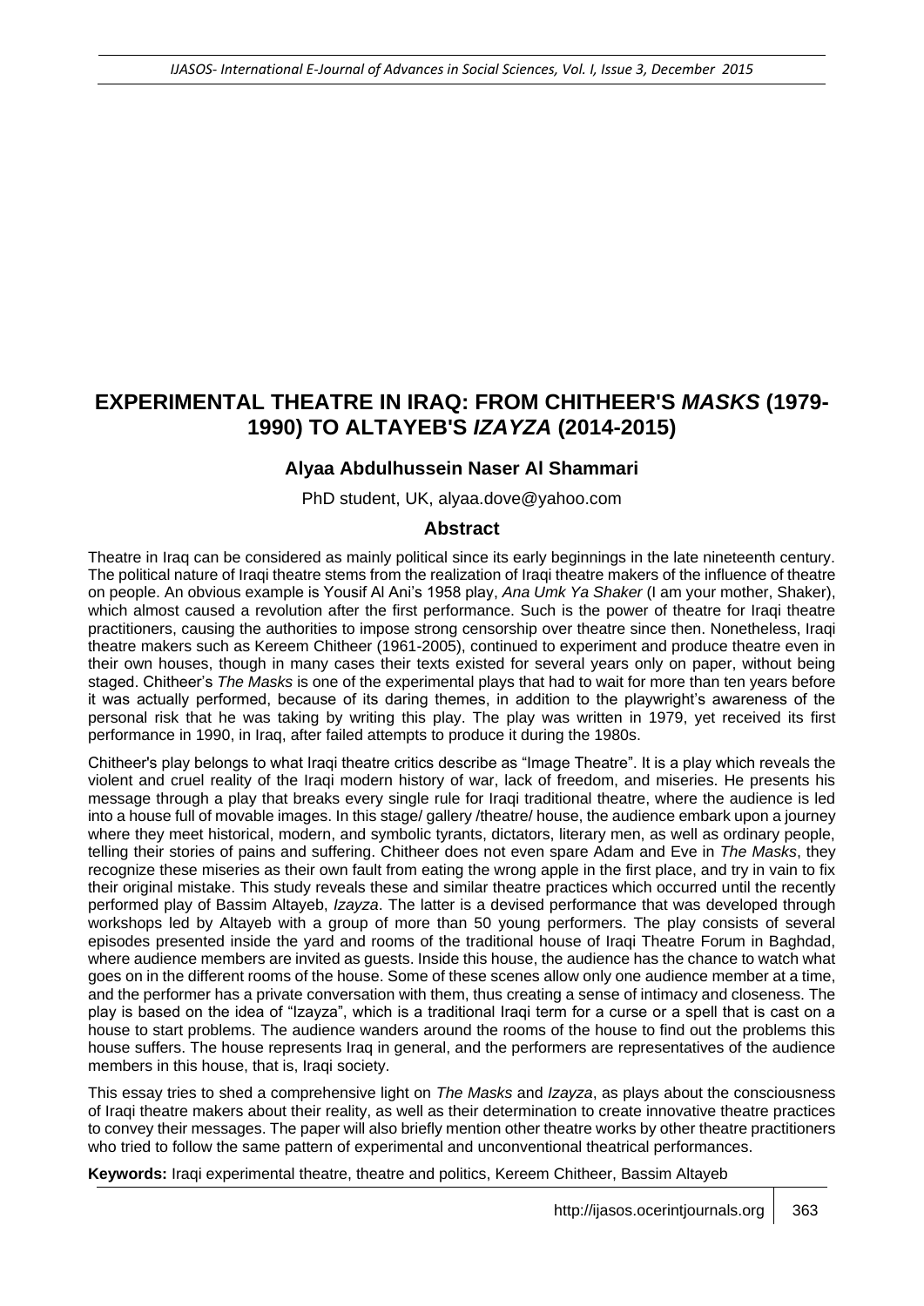# EXPERIMENTAL THEATRE IN IRAQ: FROM CHITHEER'S *MASKS* (1979-1990) TO ALTAYEB'S *IZAYZA* (2014-2015)

### Alyaa Abdulhussein Naser Al Shammari

PhD student, UK, alyaa.dove@yahoo.com

## Abstract

Theatre in Iraq can be considered as mainly political since its early beginnings in the late nineteenth century. The political nature of Iraqi theatre stems from the realization of Iraqi theatre makers of the influence of theatre on people. An obvious example is Yousif Al Ani's 1958 play, *Ana Umk Ya Shaker* (I am your mother, Shaker), which almost caused a revolution after the first performance. Such is the power of theatre for Iraqi theatre practitioners, causing the authorities to impose strong censorship over theatre since then. Nonetheless, Iraqi theatre makers such as Kereem Chitheer (1961-2005), continued to experiment and produce theatre even in their own houses, though in many cases their texts existed for several years only on paper, without being staged. Chitheer's *The Masks* is one of the experimental plays that had to wait for more than ten years before it was actually performed, because of its daring themes, in addition to the playwright's awareness of the personal risk that he was taking by writing this play. The play was written in 1979, yet received its first performance in 1990, in Iraq, after failed attempts to produce it during the 1980s.

Chitheer's play belongs to what Iraqi theatre critics describe as "Image Theatre". It is a play which reveals the violent and cruel reality of the Iraqi modern history of war, lack of freedom, and miseries. He presents his message through a play that breaks every single rule for Iraqi traditional theatre, where the audience is led into a house full of movable images. In this stage/ gallery /theatre/ house, the audience embark upon a journey where they meet historical, modern, and symbolic tyrants, dictators, literary men, as well as ordinary people, telling their stories of pains and suffering. Chitheer does not even spare Adam and Eve in *The Masks*, they recognize these miseries as their own fault from eating the wrong apple in the first place, and try in vain to fix their original mistake. This study reveals these and similar theatre practices which occurred until the recently performed play of Bassim Altayeb, *Izayza*. The latter is a devised performance that was developed through workshops led by Altayeb with a group of more than 50 young performers. The play consists of several episodes presented inside the yard and rooms of the traditional house of Iraqi Theatre Forum in Baghdad, where audience members are invited as guests. Inside this house, the audience has the chance to watch what goes on in the different rooms of the house. Some of these scenes allow only one audience member at a time, and the performer has a private conversation with them, thus creating a sense of intimacy and closeness. The play is based on the idea of "Izayza", which is a traditional Iraqi term for a curse or a spell that is cast on a house to start problems. The audience wanders around the rooms of the house to find out the problems this house suffers. The house represents Iraq in general, and the performers are representatives of the audience members in this house, that is, Iraqi society.

This essay tries to shed a comprehensive light on *The Masks* and *Izayza*, as plays about the consciousness of Iraqi theatre makers about their reality, as well as their determination to create innovative theatre practices to convey their messages. The paper will also briefly mention other theatre works by other theatre practitioners who tried to follow the same pattern of experimental and unconventional theatrical performances.

**Keywords:** Iraqi experimental theatre, theatre and politics, Kereem Chitheer, Bassim Altayeb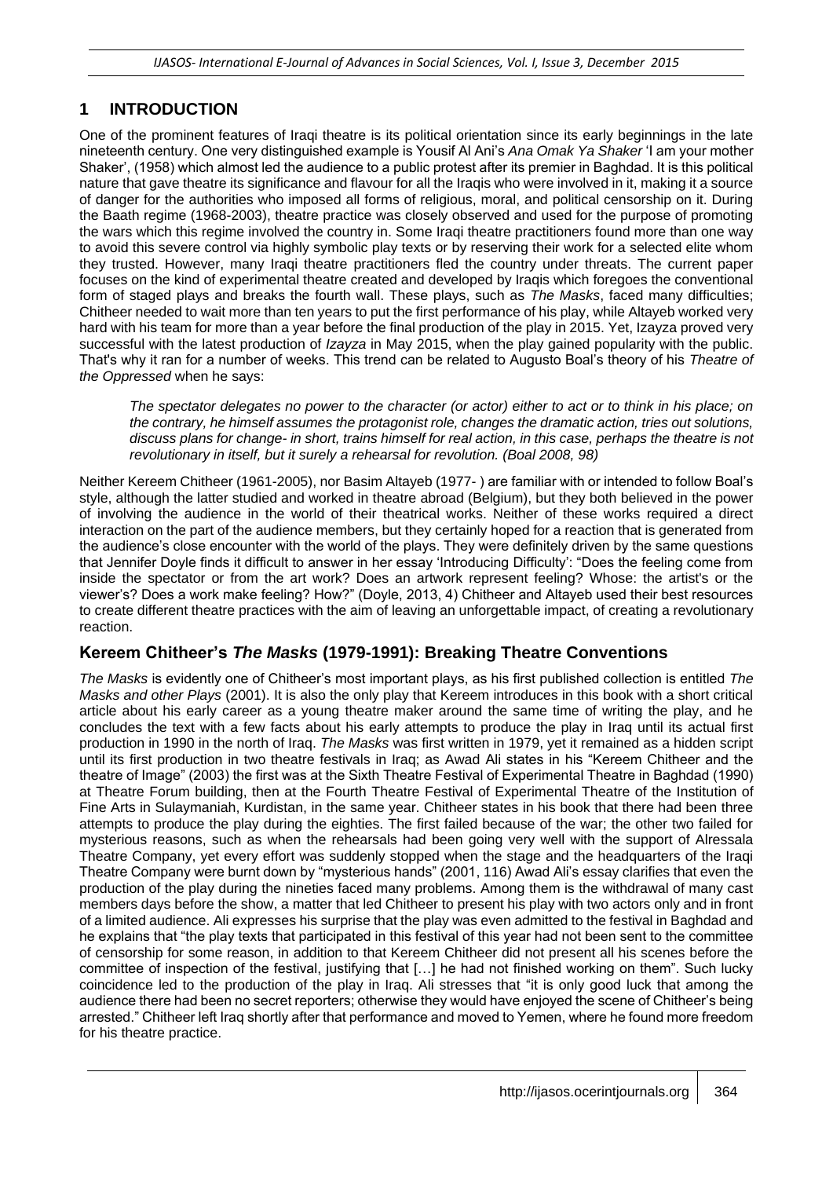## 1 INTRODUCTION

One of the prominent features of Iraqi theatre is its political orientation since its early beginnings in the late nineteenth century. One very distinguished example is Yousif Al Ani's *Ana Omak Ya Shaker* 'I am your mother Shaker', (1958) which almost led the audience to a public protest after its premier in Baghdad. It is this political nature that gave theatre its significance and flavour for all the Iraqis who were involved in it, making it a source of danger for the authorities who imposed all forms of religious, moral, and political censorship on it. During the Baath regime (1968-2003), theatre practice was closely observed and used for the purpose of promoting the wars which this regime involved the country in. Some Iraqi theatre practitioners found more than one way to avoid this severe control via highly symbolic play texts or by reserving their work for a selected elite whom they trusted. However, many Iraqi theatre practitioners fled the country under threats. The current paper focuses on the kind of experimental theatre created and developed by Iraqis which foregoes the conventional form of staged plays and breaks the fourth wall. These plays, such as *The Masks*, faced many difficulties; Chitheer needed to wait more than ten years to put the first performance of his play, while Altayeb worked very hard with his team for more than a year before the final production of the play in 2015. Yet, Izayza proved very successful with the latest production of *Izayza* in May 2015, when the play gained popularity with the public. That's why it ran for a number of weeks. This trend can be related to Augusto Boal's theory of his *Theatre of the Oppressed* when he says:

> *The spectator delegates no power to the character (or actor) either to act or to think in his place; on the contrary, he himself assumes the protagonist role, changes the dramatic action, tries out solutions, discuss plans for change- in short, trains himself for real action, in this case, perhaps the theatre is not revolutionary in itself, but it surely a rehearsal for revolution. (Boal 2008, 98)*

Neither Kereem Chitheer (1961-2005), nor Basim Altayeb (1977- ) are familiar with or intended to follow Boal's style, although the latter studied and worked in theatre abroad (Belgium), but they both believed in the power of involving the audience in the world of their theatrical works. Neither of these works required a direct interaction on the part of the audience members, but they certainly hoped for a reaction that is generated from the audience's close encounter with the world of the plays. They were definitely driven by the same questions that Jennifer Doyle finds it difficult to answer in her essay 'Introducing Difficulty': "Does the feeling come from inside the spectator or from the art work? Does an artwork represent feeling? Whose: the artist's or the viewer's? Does a work make feeling? How?" (Doyle, 2013, 4) Chitheer and Altayeb used their best resources to create different theatre practices with the aim of leaving an unforgettable impact, of creating a revolutionary reaction.

### Kereem Chitheer's *The Masks* (1979-1991): Breaking Theatre Conventions

*The Masks* is evidently one of Chitheer's most important plays, as his first published collection is entitled *The Masks and other Plays* (2001). It is also the only play that Kereem introduces in this book with a short critical article about his early career as a young theatre maker around the same time of writing the play, and he concludes the text with a few facts about his early attempts to produce the play in Iraq until its actual first production in 1990 in the north of Iraq. *The Masks* was first written in 1979, yet it remained as a hidden script until its first production in two theatre festivals in Iraq; as Awad Ali states in his "Kereem Chitheer and the theatre of Image" (2003) the first was at the Sixth Theatre Festival of Experimental Theatre in Baghdad (1990) at Theatre Forum building, then at the Fourth Theatre Festival of Experimental Theatre of the Institution of Fine Arts in Sulaymaniah, Kurdistan, in the same year. Chitheer states in his book that there had been three attempts to produce the play during the eighties. The first failed because of the war; the other two failed for mysterious reasons, such as when the rehearsals had been going very well with the support of Alressala Theatre Company, yet every effort was suddenly stopped when the stage and the headquarters of the Iraqi Theatre Company were burnt down by "mysterious hands" (2001, 116) Awad Ali's essay clarifies that even the production of the play during the nineties faced many problems. Among them is the withdrawal of many cast members days before the show, a matter that led Chitheer to present his play with two actors only and in front of a limited audience. Ali expresses his surprise that the play was even admitted to the festival in Baghdad and he explains that "the play texts that participated in this festival of this year had not been sent to the committee of censorship for some reason, in addition to that Kereem Chitheer did not present all his scenes before the committee of inspection of the festival, justifying that […] he had not finished working on them". Such lucky coincidence led to the production of the play in Iraq. Ali stresses that "it is only good luck that among the audience there had been no secret reporters; otherwise they would have enjoyed the scene of Chitheer's being arrested." Chitheer left Iraq shortly after that performance and moved to Yemen, where he found more freedom for his theatre practice.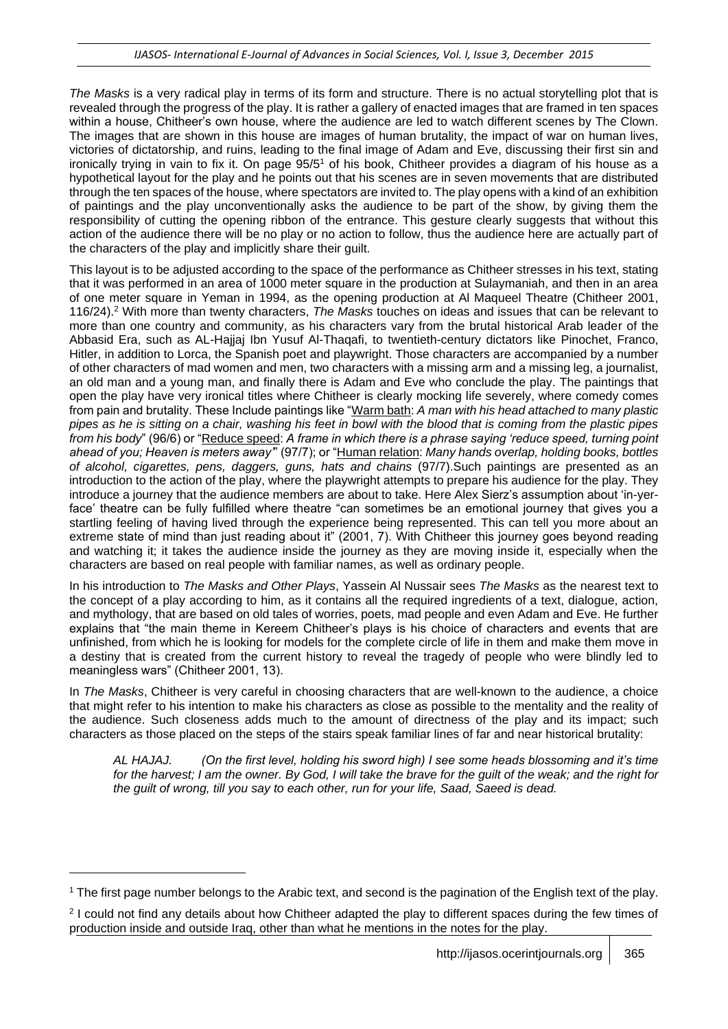*The Masks* is a very radical play in terms of its form and structure. There is no actual storytelling plot that is revealed through the progress of the play. It is rather a gallery of enacted images that are framed in ten spaces within a house, Chitheer's own house, where the audience are led to watch different scenes by The Clown. The images that are shown in this house are images of human brutality, the impact of war on human lives, victories of dictatorship, and ruins, leading to the final image of Adam and Eve, discussing their first sin and ironically trying in vain to fix it. On page 95/5[1] of his book, Chitheer provides a diagram of his house as a hypothetical layout for the play and he points out that his scenes are in seven movements that are distributed through the ten spaces of the house, where spectators are invited to. The play opens with a kind of an exhibition of paintings and the play unconventionally asks the audience to be part of the show, by giving them the responsibility of cutting the opening ribbon of the entrance. This gesture clearly suggests that without this action of the audience there will be no play or no action to follow, thus the audience here are actually part of the characters of the play and implicitly share their guilt.

This layout is to be adjusted according to the space of the performance as Chitheer stresses in his text, stating that it was performed in an area of 1000 meter square in the production at Sulaymaniah, and then in an area of one meter square in Yeman in 1994, as the opening production at Al Maqueel Theatre (Chitheer 2001, 116/24).[2] With more than twenty characters, *The Masks* touches on ideas and issues that can be relevant to more than one country and community, as his characters vary from the brutal historical Arab leader of the Abbasid Era, such as AL-Hajjaj Ibn Yusuf Al-Thaqafi, to twentieth-century dictators like Pinochet, Franco, Hitler, in addition to Lorca, the Spanish poet and playwright. Those characters are accompanied by a number of other characters of mad women and men, two characters with a missing arm and a missing leg, a journalist, an old man and a young man, and finally there is Adam and Eve who conclude the play. The paintings that open the play have very ironical titles where Chitheer is clearly mocking life severely, where comedy comes from pain and brutality. These Include paintings like "Warm bath: *A man with his head attached to many plastic pipes as he is sitting on a chair, washing his feet in bowl with the blood that is coming from the plastic pipes from his body*" (96/6) or "Reduce speed: *A frame in which there is a phrase saying 'reduce speed, turning point ahead of you; Heaven is meters away'*" (97/7); or "Human relation: *Many hands overlap, holding books, bottles of alcohol, cigarettes, pens, daggers, guns, hats and chains* (97/7).Such paintings are presented as an introduction to the action of the play, where the playwright attempts to prepare his audience for the play. They introduce a journey that the audience members are about to take. Here Alex Sierz's assumption about 'in-yer-face' theatre can be fully fulfilled where theatre "can sometimes be an emotional journey that gives you a startling feeling of having lived through the experience being represented. This can tell you more about an extreme state of mind than just reading about it" (2001, 7). With Chitheer this journey goes beyond reading and watching it; it takes the audience inside the journey as they are moving inside it, especially when the characters are based on real people with familiar names, as well as ordinary people.

In his introduction to *The Masks and Other Plays*, Yassein Al Nussair sees *The Masks* as the nearest text to the concept of a play according to him, as it contains all the required ingredients of a text, dialogue, action, and mythology, that are based on old tales of worries, poets, mad people and even Adam and Eve. He further explains that "the main theme in Kereem Chitheer's plays is his choice of characters and events that are unfinished, from which he is looking for models for the complete circle of life in them and make them move in a destiny that is created from the current history to reveal the tragedy of people who were blindly led to meaningless wars" (Chitheer 2001, 13).

In *The Masks*, Chitheer is very careful in choosing characters that are well-known to the audience, a choice that might refer to his intention to make his characters as close as possible to the mentality and the reality of the audience. Such closeness adds much to the amount of directness of the play and its impact; such characters as those placed on the steps of the stairs speak familiar lines of far and near historical brutality:

> *AL HAJAJ. (On the first level, holding his sword high) I see some heads blossoming and it's time for the harvest; I am the owner. By God, I will take the brave for the guilt of the weak; and the right for the guilt of wrong, till you say to each other, run for your life, Saad, Saeed is dead.*

---

[1] The first page number belongs to the Arabic text, and second is the pagination of the English text of the play.

[2] I could not find any details about how Chitheer adapted the play to different spaces during the few times of production inside and outside Iraq, other than what he mentions in the notes for the play.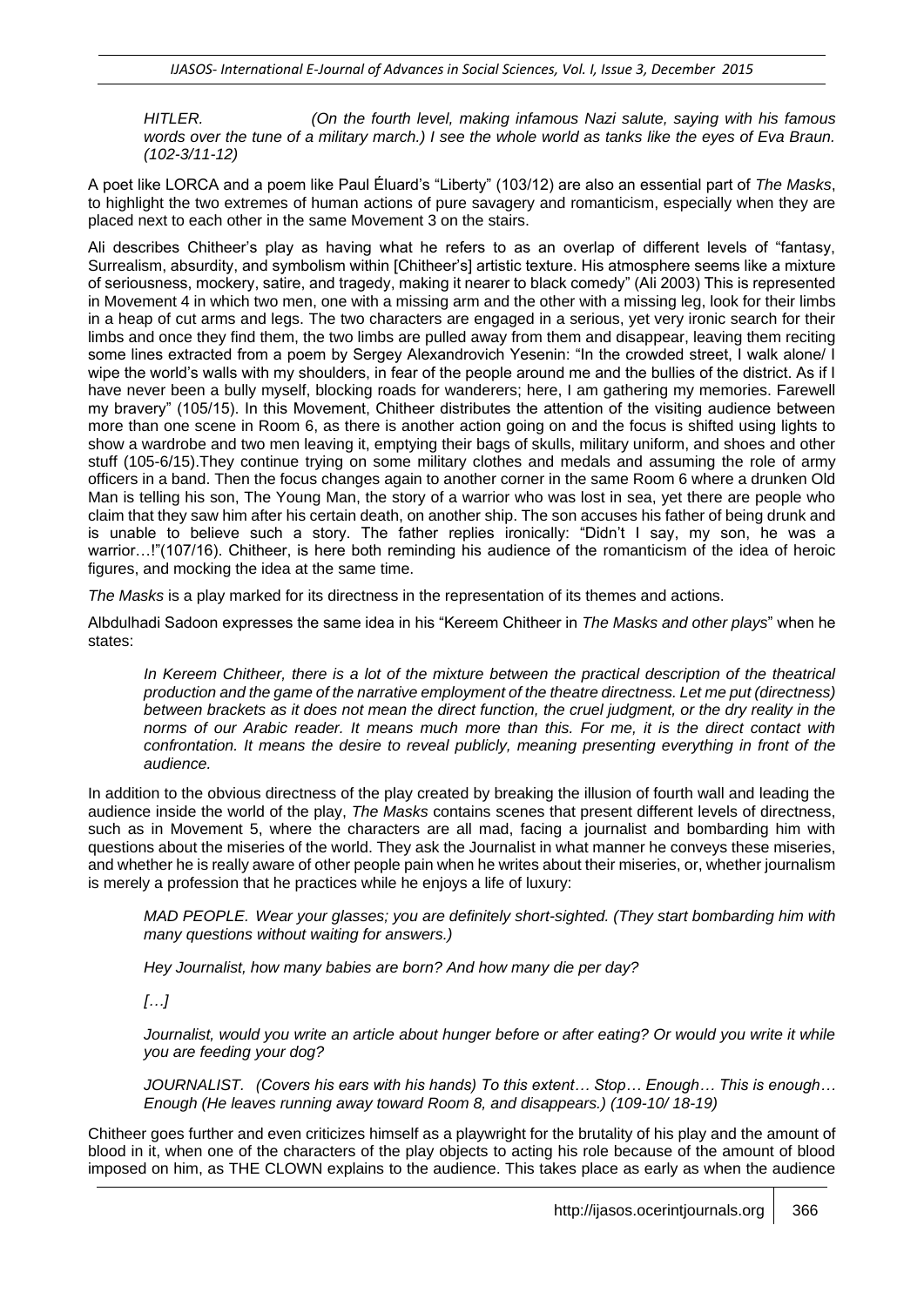*HITLER. (On the fourth level, making infamous Nazi salute, saying with his famous words over the tune of a military march.) I see the whole world as tanks like the eyes of Eva Braun. (102-3/11-12)*

A poet like LORCA and a poem like Paul Éluard's "Liberty" (103/12) are also an essential part of *The Masks*, to highlight the two extremes of human actions of pure savagery and romanticism, especially when they are placed next to each other in the same Movement 3 on the stairs.

Ali describes Chitheer's play as having what he refers to as an overlap of different levels of "fantasy, Surrealism, absurdity, and symbolism within [Chitheer's] artistic texture. His atmosphere seems like a mixture of seriousness, mockery, satire, and tragedy, making it nearer to black comedy" (Ali 2003) This is represented in Movement 4 in which two men, one with a missing arm and the other with a missing leg, look for their limbs in a heap of cut arms and legs. The two characters are engaged in a serious, yet very ironic search for their limbs and once they find them, the two limbs are pulled away from them and disappear, leaving them reciting some lines extracted from a poem by Sergey Alexandrovich Yesenin: "In the crowded street, I walk alone/ I wipe the world's walls with my shoulders, in fear of the people around me and the bullies of the district. As if I have never been a bully myself, blocking roads for wanderers; here, I am gathering my memories. Farewell my bravery" (105/15). In this Movement, Chitheer distributes the attention of the visiting audience between more than one scene in Room 6, as there is another action going on and the focus is shifted using lights to show a wardrobe and two men leaving it, emptying their bags of skulls, military uniform, and shoes and other stuff (105-6/15).They continue trying on some military clothes and medals and assuming the role of army officers in a band. Then the focus changes again to another corner in the same Room 6 where a drunken Old Man is telling his son, The Young Man, the story of a warrior who was lost in sea, yet there are people who claim that they saw him after his certain death, on another ship. The son accuses his father of being drunk and is unable to believe such a story. The father replies ironically: "Didn't I say, my son, he was a warrior…!"(107/16). Chitheer, is here both reminding his audience of the romanticism of the idea of heroic figures, and mocking the idea at the same time.

*The Masks* is a play marked for its directness in the representation of its themes and actions.

Albdulhadi Sadoon expresses the same idea in his "Kereem Chitheer in *The Masks and other plays*" when he states:

> *In Kereem Chitheer, there is a lot of the mixture between the practical description of the theatrical production and the game of the narrative employment of the theatre directness. Let me put (directness) between brackets as it does not mean the direct function, the cruel judgment, or the dry reality in the norms of our Arabic reader. It means much more than this. For me, it is the direct contact with confrontation. It means the desire to reveal publicly, meaning presenting everything in front of the audience.*

In addition to the obvious directness of the play created by breaking the illusion of fourth wall and leading the audience inside the world of the play, *The Masks* contains scenes that present different levels of directness, such as in Movement 5, where the characters are all mad, facing a journalist and bombarding him with questions about the miseries of the world. They ask the Journalist in what manner he conveys these miseries, and whether he is really aware of other people pain when he writes about their miseries, or, whether journalism is merely a profession that he practices while he enjoys a life of luxury:

> *MAD PEOPLE. Wear your glasses; you are definitely short-sighted. (They start bombarding him with many questions without waiting for answers.)*
>
> *Hey Journalist, how many babies are born? And how many die per day?*
>
> *[…]*
>
> *Journalist, would you write an article about hunger before or after eating? Or would you write it while you are feeding your dog?*
>
> *JOURNALIST. (Covers his ears with his hands) To this extent… Stop… Enough… This is enough… Enough (He leaves running away toward Room 8, and disappears.) (109-10/ 18-19)*

Chitheer goes further and even criticizes himself as a playwright for the brutality of his play and the amount of blood in it, when one of the characters of the play objects to acting his role because of the amount of blood imposed on him, as THE CLOWN explains to the audience. This takes place as early as when the audience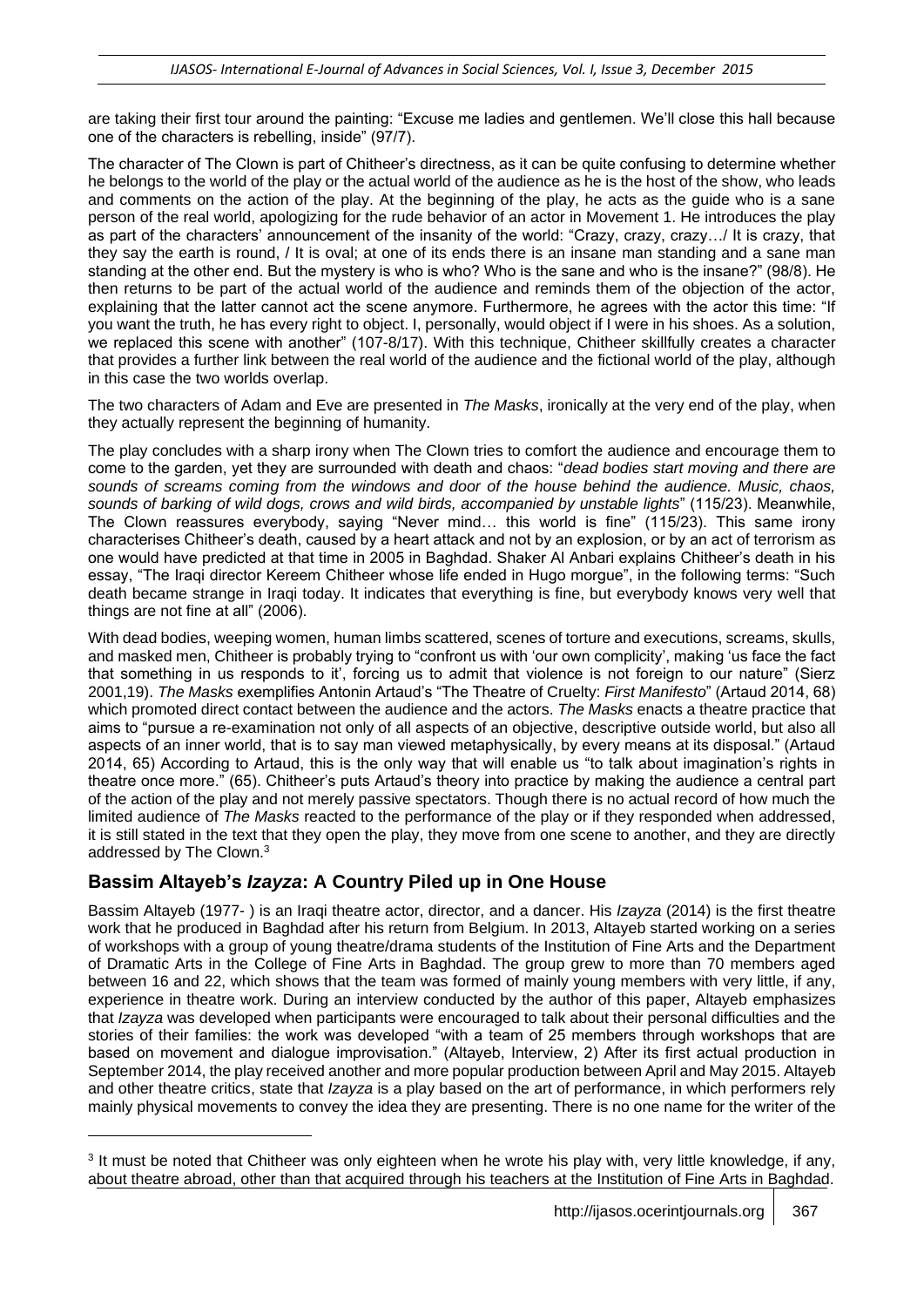are taking their first tour around the painting: "Excuse me ladies and gentlemen. We'll close this hall because one of the characters is rebelling, inside" (97/7).

The character of The Clown is part of Chitheer's directness, as it can be quite confusing to determine whether he belongs to the world of the play or the actual world of the audience as he is the host of the show, who leads and comments on the action of the play. At the beginning of the play, he acts as the guide who is a sane person of the real world, apologizing for the rude behavior of an actor in Movement 1. He introduces the play as part of the characters' announcement of the insanity of the world: "Crazy, crazy, crazy…/ It is crazy, that they say the earth is round, / It is oval; at one of its ends there is an insane man standing and a sane man standing at the other end. But the mystery is who is who? Who is the sane and who is the insane?" (98/8). He then returns to be part of the actual world of the audience and reminds them of the objection of the actor, explaining that the latter cannot act the scene anymore. Furthermore, he agrees with the actor this time: "If you want the truth, he has every right to object. I, personally, would object if I were in his shoes. As a solution, we replaced this scene with another" (107-8/17). With this technique, Chitheer skillfully creates a character that provides a further link between the real world of the audience and the fictional world of the play, although in this case the two worlds overlap.

The two characters of Adam and Eve are presented in *The Masks*, ironically at the very end of the play, when they actually represent the beginning of humanity.

The play concludes with a sharp irony when The Clown tries to comfort the audience and encourage them to come to the garden, yet they are surrounded with death and chaos: "*dead bodies start moving and there are sounds of screams coming from the windows and door of the house behind the audience. Music, chaos, sounds of barking of wild dogs, crows and wild birds, accompanied by unstable lights*" (115/23). Meanwhile, The Clown reassures everybody, saying "Never mind… this world is fine" (115/23). This same irony characterises Chitheer's death, caused by a heart attack and not by an explosion, or by an act of terrorism as one would have predicted at that time in 2005 in Baghdad. Shaker Al Anbari explains Chitheer's death in his essay, "The Iraqi director Kereem Chitheer whose life ended in Hugo morgue", in the following terms: "Such death became strange in Iraqi today. It indicates that everything is fine, but everybody knows very well that things are not fine at all" (2006).

With dead bodies, weeping women, human limbs scattered, scenes of torture and executions, screams, skulls, and masked men, Chitheer is probably trying to "confront us with 'our own complicity', making 'us face the fact that something in us responds to it', forcing us to admit that violence is not foreign to our nature" (Sierz 2001,19). *The Masks* exemplifies Antonin Artaud's "The Theatre of Cruelty: *First Manifesto*" (Artaud 2014, 68) which promoted direct contact between the audience and the actors. *The Masks* enacts a theatre practice that aims to "pursue a re-examination not only of all aspects of an objective, descriptive outside world, but also all aspects of an inner world, that is to say man viewed metaphysically, by every means at its disposal." (Artaud 2014, 65) According to Artaud, this is the only way that will enable us "to talk about imagination's rights in theatre once more." (65). Chitheer's puts Artaud's theory into practice by making the audience a central part of the action of the play and not merely passive spectators. Though there is no actual record of how much the limited audience of *The Masks* reacted to the performance of the play or if they responded when addressed, it is still stated in the text that they open the play, they move from one scene to another, and they are directly addressed by The Clown.[3]

## Bassim Altayeb's *Izayza*: A Country Piled up in One House

Bassim Altayeb (1977- ) is an Iraqi theatre actor, director, and a dancer. His *Izayza* (2014) is the first theatre work that he produced in Baghdad after his return from Belgium. In 2013, Altayeb started working on a series of workshops with a group of young theatre/drama students of the Institution of Fine Arts and the Department of Dramatic Arts in the College of Fine Arts in Baghdad. The group grew to more than 70 members aged between 16 and 22, which shows that the team was formed of mainly young members with very little, if any, experience in theatre work. During an interview conducted by the author of this paper, Altayeb emphasizes that *Izayza* was developed when participants were encouraged to talk about their personal difficulties and the stories of their families: the work was developed "with a team of 25 members through workshops that are based on movement and dialogue improvisation." (Altayeb, Interview, 2) After its first actual production in September 2014, the play received another and more popular production between April and May 2015. Altayeb and other theatre critics, state that *Izayza* is a play based on the art of performance, in which performers rely mainly physical movements to convey the idea they are presenting. There is no one name for the writer of the

[3] It must be noted that Chitheer was only eighteen when he wrote his play with, very little knowledge, if any, about theatre abroad, other than that acquired through his teachers at the Institution of Fine Arts in Baghdad.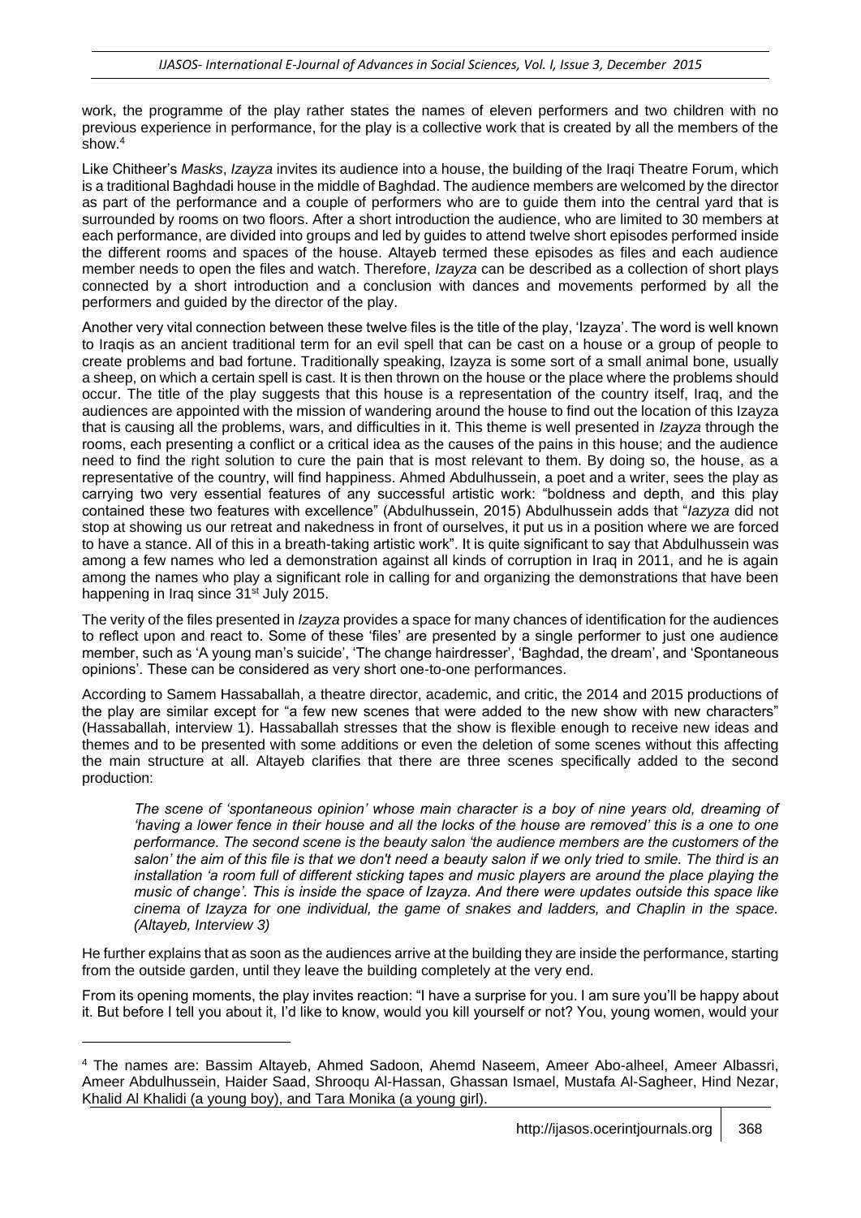work, the programme of the play rather states the names of eleven performers and two children with no previous experience in performance, for the play is a collective work that is created by all the members of the show.[4]

Like Chitheer's *Masks*, *Izayza* invites its audience into a house, the building of the Iraqi Theatre Forum, which is a traditional Baghdadi house in the middle of Baghdad. The audience members are welcomed by the director as part of the performance and a couple of performers who are to guide them into the central yard that is surrounded by rooms on two floors. After a short introduction the audience, who are limited to 30 members at each performance, are divided into groups and led by guides to attend twelve short episodes performed inside the different rooms and spaces of the house. Altayeb termed these episodes as files and each audience member needs to open the files and watch. Therefore, *Izayza* can be described as a collection of short plays connected by a short introduction and a conclusion with dances and movements performed by all the performers and guided by the director of the play.

Another very vital connection between these twelve files is the title of the play, 'Izayza'. The word is well known to Iraqis as an ancient traditional term for an evil spell that can be cast on a house or a group of people to create problems and bad fortune. Traditionally speaking, Izayza is some sort of a small animal bone, usually a sheep, on which a certain spell is cast. It is then thrown on the house or the place where the problems should occur. The title of the play suggests that this house is a representation of the country itself, Iraq, and the audiences are appointed with the mission of wandering around the house to find out the location of this Izayza that is causing all the problems, wars, and difficulties in it. This theme is well presented in *Izayza* through the rooms, each presenting a conflict or a critical idea as the causes of the pains in this house; and the audience need to find the right solution to cure the pain that is most relevant to them. By doing so, the house, as a representative of the country, will find happiness. Ahmed Abdulhussein, a poet and a writer, sees the play as carrying two very essential features of any successful artistic work: "boldness and depth, and this play contained these two features with excellence" (Abdulhussein, 2015) Abdulhussein adds that "*Iazyza* did not stop at showing us our retreat and nakedness in front of ourselves, it put us in a position where we are forced to have a stance. All of this in a breath-taking artistic work". It is quite significant to say that Abdulhussein was among a few names who led a demonstration against all kinds of corruption in Iraq in 2011, and he is again among the names who play a significant role in calling for and organizing the demonstrations that have been happening in Iraq since 31st July 2015.

The verity of the files presented in *Izayza* provides a space for many chances of identification for the audiences to reflect upon and react to. Some of these 'files' are presented by a single performer to just one audience member, such as 'A young man's suicide', 'The change hairdresser', 'Baghdad, the dream', and 'Spontaneous opinions'. These can be considered as very short one-to-one performances.

According to Samem Hassaballah, a theatre director, academic, and critic, the 2014 and 2015 productions of the play are similar except for "a few new scenes that were added to the new show with new characters" (Hassaballah, interview 1). Hassaballah stresses that the show is flexible enough to receive new ideas and themes and to be presented with some additions or even the deletion of some scenes without this affecting the main structure at all. Altayeb clarifies that there are three scenes specifically added to the second production:

> *The scene of 'spontaneous opinion' whose main character is a boy of nine years old, dreaming of 'having a lower fence in their house and all the locks of the house are removed' this is a one to one performance. The second scene is the beauty salon 'the audience members are the customers of the salon' the aim of this file is that we don't need a beauty salon if we only tried to smile. The third is an installation 'a room full of different sticking tapes and music players are around the place playing the music of change'. This is inside the space of Izayza. And there were updates outside this space like cinema of Izayza for one individual, the game of snakes and ladders, and Chaplin in the space. (Altayeb, Interview 3)*

He further explains that as soon as the audiences arrive at the building they are inside the performance, starting from the outside garden, until they leave the building completely at the very end.

From its opening moments, the play invites reaction: "I have a surprise for you. I am sure you'll be happy about it. But before I tell you about it, I'd like to know, would you kill yourself or not? You, young women, would your

[4] The names are: Bassim Altayeb, Ahmed Sadoon, Ahemd Naseem, Ameer Abo-alheel, Ameer Albassri, Ameer Abdulhussein, Haider Saad, Shrooqu Al-Hassan, Ghassan Ismael, Mustafa Al-Sagheer, Hind Nezar, Khalid Al Khalidi (a young boy), and Tara Monika (a young girl).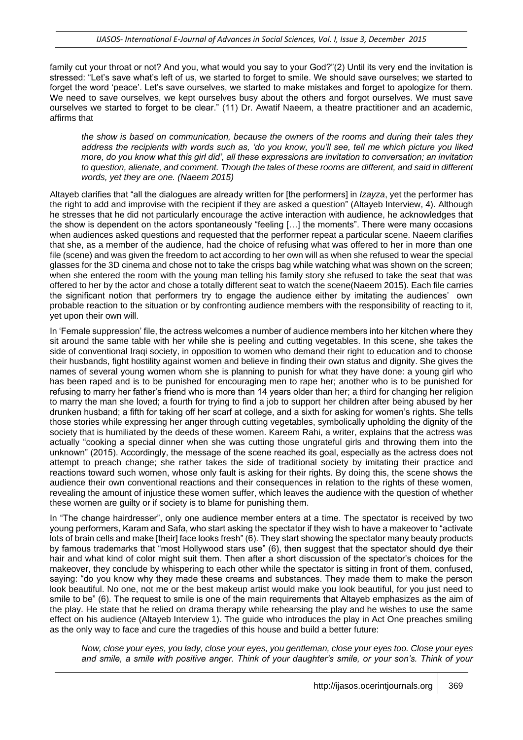family cut your throat or not? And you, what would you say to your God?"(2) Until its very end the invitation is stressed: "Let's save what's left of us, we started to forget to smile. We should save ourselves; we started to forget the word 'peace'. Let's save ourselves, we started to make mistakes and forget to apologize for them. We need to save ourselves, we kept ourselves busy about the others and forgot ourselves. We must save ourselves we started to forget to be clear." (11) Dr. Awatif Naeem, a theatre practitioner and an academic, affirms that

> *the show is based on communication, because the owners of the rooms and during their tales they address the recipients with words such as, 'do you know, you'll see, tell me which picture you liked more, do you know what this girl did', all these expressions are invitation to conversation; an invitation to question, alienate, and comment. Though the tales of these rooms are different, and said in different words, yet they are one. (Naeem 2015)*

Altayeb clarifies that "all the dialogues are already written for [the performers] in *Izayza*, yet the performer has the right to add and improvise with the recipient if they are asked a question" (Altayeb Interview, 4). Although he stresses that he did not particularly encourage the active interaction with audience, he acknowledges that the show is dependent on the actors spontaneously "feeling […] the moments". There were many occasions when audiences asked questions and requested that the performer repeat a particular scene. Naeem clarifies that she, as a member of the audience, had the choice of refusing what was offered to her in more than one file (scene) and was given the freedom to act according to her own will as when she refused to wear the special glasses for the 3D cinema and chose not to take the crisps bag while watching what was shown on the screen; when she entered the room with the young man telling his family story she refused to take the seat that was offered to her by the actor and chose a totally different seat to watch the scene(Naeem 2015). Each file carries the significant notion that performers try to engage the audience either by imitating the audiences' own probable reaction to the situation or by confronting audience members with the responsibility of reacting to it, yet upon their own will.

In 'Female suppression' file, the actress welcomes a number of audience members into her kitchen where they sit around the same table with her while she is peeling and cutting vegetables. In this scene, she takes the side of conventional Iraqi society, in opposition to women who demand their right to education and to choose their husbands, fight hostility against women and believe in finding their own status and dignity. She gives the names of several young women whom she is planning to punish for what they have done: a young girl who has been raped and is to be punished for encouraging men to rape her; another who is to be punished for refusing to marry her father's friend who is more than 14 years older than her; a third for changing her religion to marry the man she loved; a fourth for trying to find a job to support her children after being abused by her drunken husband; a fifth for taking off her scarf at college, and a sixth for asking for women's rights. She tells those stories while expressing her anger through cutting vegetables, symbolically upholding the dignity of the society that is humiliated by the deeds of these women. Kareem Rahi, a writer, explains that the actress was actually "cooking a special dinner when she was cutting those ungrateful girls and throwing them into the unknown" (2015). Accordingly, the message of the scene reached its goal, especially as the actress does not attempt to preach change; she rather takes the side of traditional society by imitating their practice and reactions toward such women, whose only fault is asking for their rights. By doing this, the scene shows the audience their own conventional reactions and their consequences in relation to the rights of these women, revealing the amount of injustice these women suffer, which leaves the audience with the question of whether these women are guilty or if society is to blame for punishing them.

In "The change hairdresser", only one audience member enters at a time. The spectator is received by two young performers, Karam and Safa, who start asking the spectator if they wish to have a makeover to "activate lots of brain cells and make [their] face looks fresh" (6). They start showing the spectator many beauty products by famous trademarks that "most Hollywood stars use" (6), then suggest that the spectator should dye their hair and what kind of color might suit them. Then after a short discussion of the spectator's choices for the makeover, they conclude by whispering to each other while the spectator is sitting in front of them, confused, saying: "do you know why they made these creams and substances. They made them to make the person look beautiful. No one, not me or the best makeup artist would make you look beautiful, for you just need to smile to be" (6). The request to smile is one of the main requirements that Altayeb emphasizes as the aim of the play. He state that he relied on drama therapy while rehearsing the play and he wishes to use the same effect on his audience (Altayeb Interview 1). The guide who introduces the play in Act One preaches smiling as the only way to face and cure the tragedies of this house and build a better future:

> *Now, close your eyes, you lady, close your eyes, you gentleman, close your eyes too. Close your eyes and smile, a smile with positive anger. Think of your daughter's smile, or your son's. Think of your*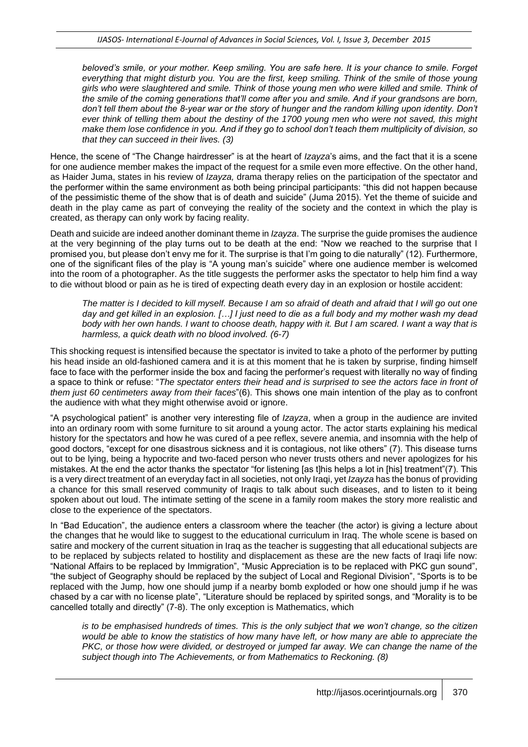*beloved's smile, or your mother. Keep smiling. You are safe here. It is your chance to smile. Forget everything that might disturb you. You are the first, keep smiling. Think of the smile of those young girls who were slaughtered and smile. Think of those young men who were killed and smile. Think of the smile of the coming generations that'll come after you and smile. And if your grandsons are born, don't tell them about the 8-year war or the story of hunger and the random killing upon identity. Don't ever think of telling them about the destiny of the 1700 young men who were not saved, this might make them lose confidence in you. And if they go to school don't teach them multiplicity of division, so that they can succeed in their lives. (3)*

Hence, the scene of "The Change hairdresser" is at the heart of *Izayza*'s aims, and the fact that it is a scene for one audience member makes the impact of the request for a smile even more effective. On the other hand, as Haider Juma, states in his review of *Izayza,* drama therapy relies on the participation of the spectator and the performer within the same environment as both being principal participants: "this did not happen because of the pessimistic theme of the show that is of death and suicide" (Juma 2015). Yet the theme of suicide and death in the play came as part of conveying the reality of the society and the context in which the play is created, as therapy can only work by facing reality.

Death and suicide are indeed another dominant theme in *Izayza*. The surprise the guide promises the audience at the very beginning of the play turns out to be death at the end: "Now we reached to the surprise that I promised you, but please don't envy me for it. The surprise is that I'm going to die naturally" (12). Furthermore, one of the significant files of the play is "A young man's suicide" where one audience member is welcomed into the room of a photographer. As the title suggests the performer asks the spectator to help him find a way to die without blood or pain as he is tired of expecting death every day in an explosion or hostile accident:

*The matter is I decided to kill myself. Because I am so afraid of death and afraid that I will go out one day and get killed in an explosion. […] I just need to die as a full body and my mother wash my dead body with her own hands. I want to choose death, happy with it. But I am scared. I want a way that is harmless, a quick death with no blood involved. (6-7)*

This shocking request is intensified because the spectator is invited to take a photo of the performer by putting his head inside an old-fashioned camera and it is at this moment that he is taken by surprise, finding himself face to face with the performer inside the box and facing the performer's request with literally no way of finding a space to think or refuse: "*The spectator enters their head and is surprised to see the actors face in front of them just 60 centimeters away from their faces*"(6). This shows one main intention of the play as to confront the audience with what they might otherwise avoid or ignore.

"A psychological patient" is another very interesting file of *Izayza*, when a group in the audience are invited into an ordinary room with some furniture to sit around a young actor. The actor starts explaining his medical history for the spectators and how he was cured of a pee reflex, severe anemia, and insomnia with the help of good doctors, "except for one disastrous sickness and it is contagious, not like others" (7). This disease turns out to be lying, being a hypocrite and two-faced person who never trusts others and never apologizes for his mistakes. At the end the actor thanks the spectator "for listening [as t]his helps a lot in [his] treatment"(7). This is a very direct treatment of an everyday fact in all societies, not only Iraqi, yet *Izayza* has the bonus of providing a chance for this small reserved community of Iraqis to talk about such diseases, and to listen to it being spoken about out loud. The intimate setting of the scene in a family room makes the story more realistic and close to the experience of the spectators.

In "Bad Education", the audience enters a classroom where the teacher (the actor) is giving a lecture about the changes that he would like to suggest to the educational curriculum in Iraq. The whole scene is based on satire and mockery of the current situation in Iraq as the teacher is suggesting that all educational subjects are to be replaced by subjects related to hostility and displacement as these are the new facts of Iraqi life now: "National Affairs to be replaced by Immigration", "Music Appreciation is to be replaced with PKC gun sound", "the subject of Geography should be replaced by the subject of Local and Regional Division", "Sports is to be replaced with the Jump, how one should jump if a nearby bomb exploded or how one should jump if he was chased by a car with no license plate", "Literature should be replaced by spirited songs, and "Morality is to be cancelled totally and directly" (7-8). The only exception is Mathematics, which

*is to be emphasised hundreds of times. This is the only subject that we won't change, so the citizen would be able to know the statistics of how many have left, or how many are able to appreciate the PKC, or those how were divided, or destroyed or jumped far away. We can change the name of the subject though into The Achievements, or from Mathematics to Reckoning. (8)*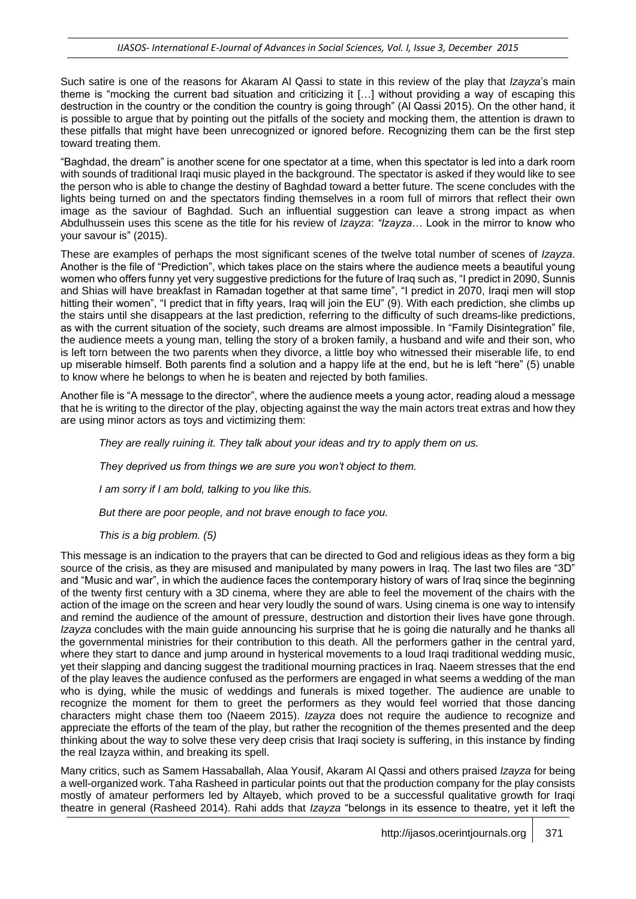Such satire is one of the reasons for Akaram Al Qassi to state in this review of the play that *Izayza*'s main theme is "mocking the current bad situation and criticizing it […] without providing a way of escaping this destruction in the country or the condition the country is going through" (Al Qassi 2015). On the other hand, it is possible to argue that by pointing out the pitfalls of the society and mocking them, the attention is drawn to these pitfalls that might have been unrecognized or ignored before. Recognizing them can be the first step toward treating them.

"Baghdad, the dream" is another scene for one spectator at a time, when this spectator is led into a dark room with sounds of traditional Iraqi music played in the background. The spectator is asked if they would like to see the person who is able to change the destiny of Baghdad toward a better future. The scene concludes with the lights being turned on and the spectators finding themselves in a room full of mirrors that reflect their own image as the saviour of Baghdad. Such an influential suggestion can leave a strong impact as when Abdulhussein uses this scene as the title for his review of *Izayza*: *"Izayza*… Look in the mirror to know who your savour is" (2015).

These are examples of perhaps the most significant scenes of the twelve total number of scenes of *Izayza*. Another is the file of "Prediction", which takes place on the stairs where the audience meets a beautiful young women who offers funny yet very suggestive predictions for the future of Iraq such as, "I predict in 2090, Sunnis and Shias will have breakfast in Ramadan together at that same time", "I predict in 2070, Iraqi men will stop hitting their women", "I predict that in fifty years, Iraq will join the EU" (9). With each prediction, she climbs up the stairs until she disappears at the last prediction, referring to the difficulty of such dreams-like predictions, as with the current situation of the society, such dreams are almost impossible. In "Family Disintegration" file, the audience meets a young man, telling the story of a broken family, a husband and wife and their son, who is left torn between the two parents when they divorce, a little boy who witnessed their miserable life, to end up miserable himself. Both parents find a solution and a happy life at the end, but he is left "here" (5) unable to know where he belongs to when he is beaten and rejected by both families.

Another file is "A message to the director", where the audience meets a young actor, reading aloud a message that he is writing to the director of the play, objecting against the way the main actors treat extras and how they are using minor actors as toys and victimizing them:

> *They are really ruining it. They talk about your ideas and try to apply them on us.*
>
> *They deprived us from things we are sure you won't object to them.*
>
> *I am sorry if I am bold, talking to you like this.*
>
> *But there are poor people, and not brave enough to face you.*
>
> *This is a big problem. (5)*

This message is an indication to the prayers that can be directed to God and religious ideas as they form a big source of the crisis, as they are misused and manipulated by many powers in Iraq. The last two files are "3D" and "Music and war", in which the audience faces the contemporary history of wars of Iraq since the beginning of the twenty first century with a 3D cinema, where they are able to feel the movement of the chairs with the action of the image on the screen and hear very loudly the sound of wars. Using cinema is one way to intensify and remind the audience of the amount of pressure, destruction and distortion their lives have gone through. *Izayza* concludes with the main guide announcing his surprise that he is going die naturally and he thanks all the governmental ministries for their contribution to this death. All the performers gather in the central yard, where they start to dance and jump around in hysterical movements to a loud Iraqi traditional wedding music, yet their slapping and dancing suggest the traditional mourning practices in Iraq. Naeem stresses that the end of the play leaves the audience confused as the performers are engaged in what seems a wedding of the man who is dying, while the music of weddings and funerals is mixed together. The audience are unable to recognize the moment for them to greet the performers as they would feel worried that those dancing characters might chase them too (Naeem 2015). *Izayza* does not require the audience to recognize and appreciate the efforts of the team of the play, but rather the recognition of the themes presented and the deep thinking about the way to solve these very deep crisis that Iraqi society is suffering, in this instance by finding the real Izayza within, and breaking its spell.

Many critics, such as Samem Hassaballah, Alaa Yousif, Akaram Al Qassi and others praised *Izayza* for being a well-organized work. Taha Rasheed in particular points out that the production company for the play consists mostly of amateur performers led by Altayeb, which proved to be a successful qualitative growth for Iraqi theatre in general (Rasheed 2014). Rahi adds that *Izayza* "belongs in its essence to theatre, yet it left the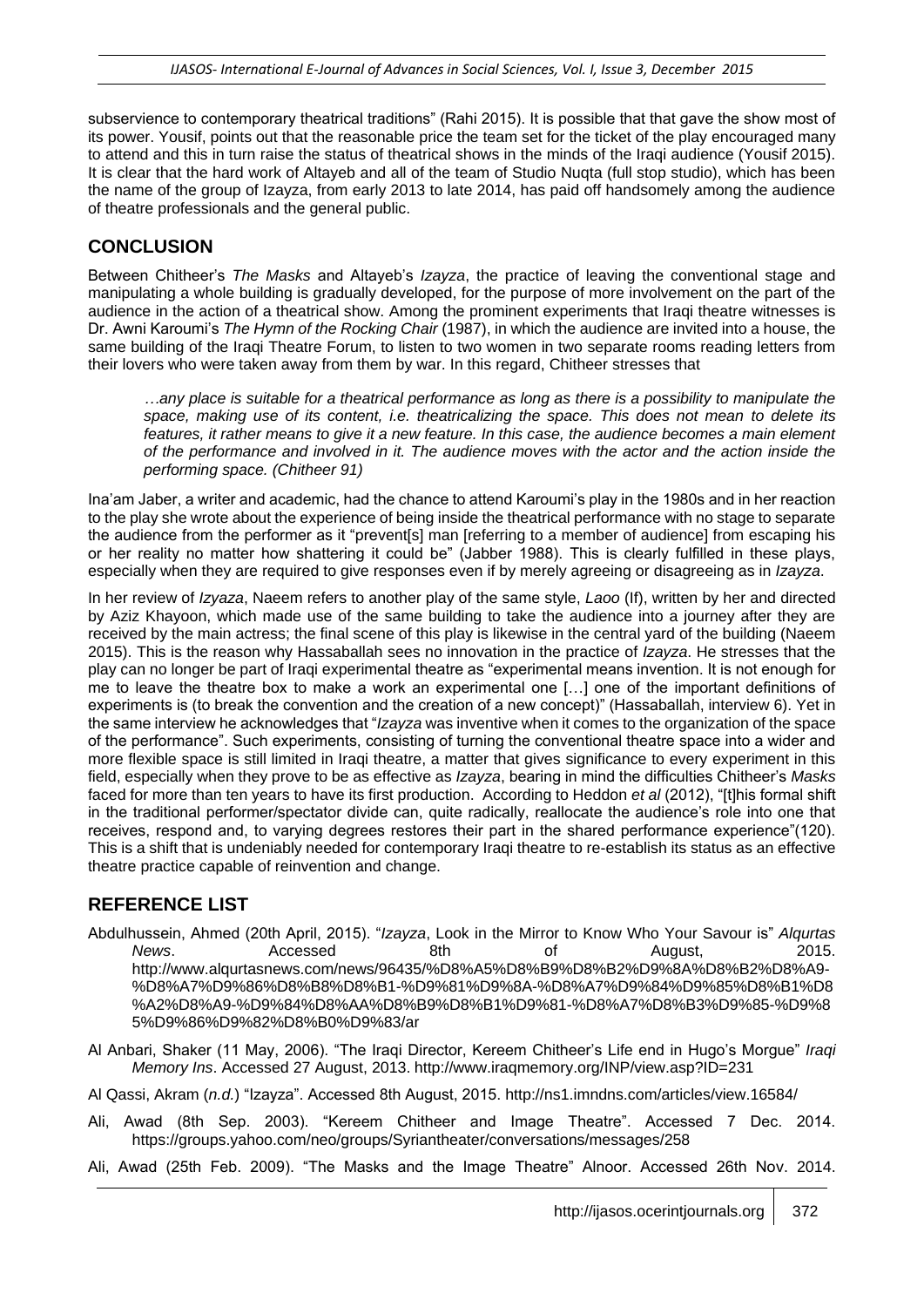subservience to contemporary theatrical traditions" (Rahi 2015). It is possible that that gave the show most of its power. Yousif, points out that the reasonable price the team set for the ticket of the play encouraged many to attend and this in turn raise the status of theatrical shows in the minds of the Iraqi audience (Yousif 2015). It is clear that the hard work of Altayeb and all of the team of Studio Nuqta (full stop studio), which has been the name of the group of Izayza, from early 2013 to late 2014, has paid off handsomely among the audience of theatre professionals and the general public.

## CONCLUSION

Between Chitheer's *The Masks* and Altayeb's *Izayza*, the practice of leaving the conventional stage and manipulating a whole building is gradually developed, for the purpose of more involvement on the part of the audience in the action of a theatrical show. Among the prominent experiments that Iraqi theatre witnesses is Dr. Awni Karoumi's *The Hymn of the Rocking Chair* (1987), in which the audience are invited into a house, the same building of the Iraqi Theatre Forum, to listen to two women in two separate rooms reading letters from their lovers who were taken away from them by war. In this regard, Chitheer stresses that

> *…any place is suitable for a theatrical performance as long as there is a possibility to manipulate the space, making use of its content, i.e. theatricalizing the space. This does not mean to delete its features, it rather means to give it a new feature. In this case, the audience becomes a main element of the performance and involved in it. The audience moves with the actor and the action inside the performing space. (Chitheer 91)*

Ina'am Jaber, a writer and academic, had the chance to attend Karoumi's play in the 1980s and in her reaction to the play she wrote about the experience of being inside the theatrical performance with no stage to separate the audience from the performer as it "prevent[s] man [referring to a member of audience] from escaping his or her reality no matter how shattering it could be" (Jabber 1988). This is clearly fulfilled in these plays, especially when they are required to give responses even if by merely agreeing or disagreeing as in *Izayza*.

In her review of *Izyaza*, Naeem refers to another play of the same style, *Laoo* (If), written by her and directed by Aziz Khayoon, which made use of the same building to take the audience into a journey after they are received by the main actress; the final scene of this play is likewise in the central yard of the building (Naeem 2015). This is the reason why Hassaballah sees no innovation in the practice of *Izayza*. He stresses that the play can no longer be part of Iraqi experimental theatre as "experimental means invention. It is not enough for me to leave the theatre box to make a work an experimental one […] one of the important definitions of experiments is (to break the convention and the creation of a new concept)" (Hassaballah, interview 6). Yet in the same interview he acknowledges that "*Izayza* was inventive when it comes to the organization of the space of the performance". Such experiments, consisting of turning the conventional theatre space into a wider and more flexible space is still limited in Iraqi theatre, a matter that gives significance to every experiment in this field, especially when they prove to be as effective as *Izayza*, bearing in mind the difficulties Chitheer's *Masks* faced for more than ten years to have its first production. According to Heddon *et al* (2012), "[t]his formal shift in the traditional performer/spectator divide can, quite radically, reallocate the audience's role into one that receives, respond and, to varying degrees restores their part in the shared performance experience"(120). This is a shift that is undeniably needed for contemporary Iraqi theatre to re-establish its status as an effective theatre practice capable of reinvention and change.

## REFERENCE LIST

Abdulhussein, Ahmed (20th April, 2015). "*Izayza*, Look in the Mirror to Know Who Your Savour is" *Alqurtas News*. Accessed 8th of August, 2015. http://www.alqurtasnews.com/news/96435/%D8%A5%D8%B9%D8%B2%D9%8A%D8%B2%D8%A9-%D8%A7%D9%86%D8%B8%D8%B1-%D9%81%D9%8A-%D8%A7%D9%84%D9%85%D8%B1%D8%A2%D8%A9-%D9%84%D8%AA%D8%B9%D8%B1%D9%81-%D8%A7%D8%B3%D9%85-%D9%85%D9%86%D9%82%D8%B0%D9%83/ar

Al Anbari, Shaker (11 May, 2006). "The Iraqi Director, Kereem Chitheer's Life end in Hugo's Morgue" *Iraqi Memory Ins*. Accessed 27 August, 2013. http://www.iraqmemory.org/INP/view.asp?ID=231

Al Qassi, Akram (*n.d.*) "Izayza". Accessed 8th August, 2015. http://ns1.imndns.com/articles/view.16584/

Ali, Awad (8th Sep. 2003). "Kereem Chitheer and Image Theatre". Accessed 7 Dec. 2014. https://groups.yahoo.com/neo/groups/Syriantheater/conversations/messages/258

Ali, Awad (25th Feb. 2009). "The Masks and the Image Theatre" Alnoor. Accessed 26th Nov. 2014.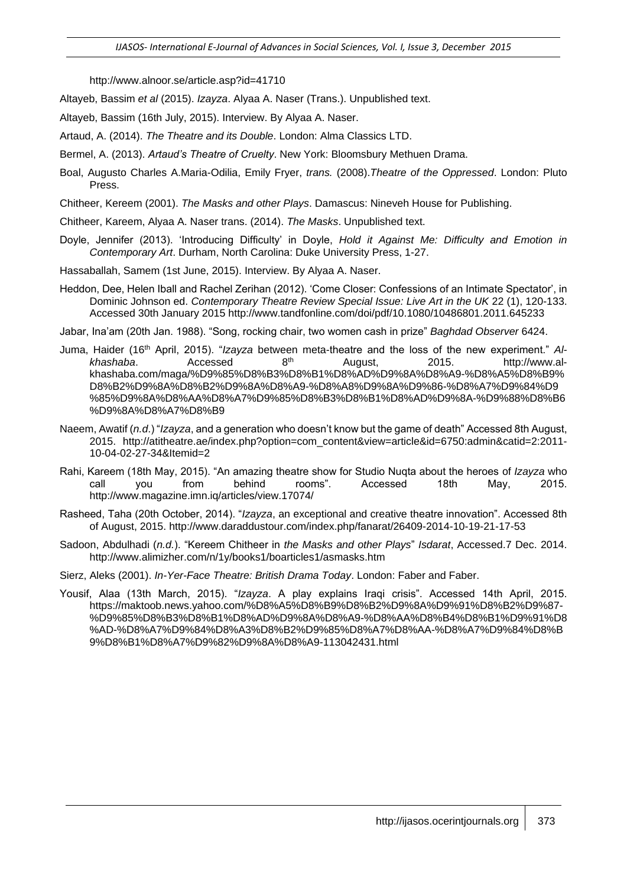http://www.alnoor.se/article.asp?id=41710

Altayeb, Bassim *et al* (2015). *Izayza*. Alyaa A. Naser (Trans.). Unpublished text.

Altayeb, Bassim (16th July, 2015). Interview. By Alyaa A. Naser.

Artaud, A. (2014). *The Theatre and its Double*. London: Alma Classics LTD.

Bermel, A. (2013). *Artaud's Theatre of Cruelty*. New York: Bloomsbury Methuen Drama.

Boal, Augusto Charles A.Maria-Odilia, Emily Fryer, *trans.* (2008).*Theatre of the Oppressed*. London: Pluto Press.

Chitheer, Kereem (2001). *The Masks and other Plays*. Damascus: Nineveh House for Publishing.

Chitheer, Kareem, Alyaa A. Naser trans. (2014). *The Masks*. Unpublished text.

Doyle, Jennifer (2013). 'Introducing Difficulty' in Doyle, *Hold it Against Me: Difficulty and Emotion in Contemporary Art*. Durham, North Carolina: Duke University Press, 1-27.

Hassaballah, Samem (1st June, 2015). Interview. By Alyaa A. Naser.

Heddon, Dee, Helen Iball and Rachel Zerihan (2012). 'Come Closer: Confessions of an Intimate Spectator', in Dominic Johnson ed. *Contemporary Theatre Review Special Issue: Live Art in the UK* 22 (1), 120-133. Accessed 30th January 2015 http://www.tandfonline.com/doi/pdf/10.1080/10486801.2011.645233

Jabar, Ina'am (20th Jan. 1988). "Song, rocking chair, two women cash in prize" *Baghdad Observer* 6424.

Juma, Haider (16th April, 2015). "*Izayza* between meta-theatre and the loss of the new experiment." *Al-khashaba*. Accessed 8th August, 2015. http://www.al-khashaba.com/maga/%D9%85%D8%B3%D8%B1%D8%AD%D9%8A%D8%A9-%D8%A5%D8%B9%D8%B2%D9%8A%D8%B2%D9%8A%D8%A9-%D8%A8%D9%8A%D9%86-%D8%A7%D9%84%D9%85%D9%8A%D8%AA%D8%A7%D9%85%D8%B3%D8%B1%D8%AD%D9%8A-%D9%88%D8%B6%D9%8A%D8%A7%D8%B9

Naeem, Awatif (*n.d.*) "*Izayza*, and a generation who doesn't know but the game of death" Accessed 8th August, 2015. http://atitheatre.ae/index.php?option=com_content&view=article&id=6750:admin&catid=2:2011-10-04-02-27-34&Itemid=2

Rahi, Kareem (18th May, 2015). "An amazing theatre show for Studio Nuqta about the heroes of *Izayza* who call you from behind rooms". Accessed 18th May, 2015. http://www.magazine.imn.iq/articles/view.17074/

Rasheed, Taha (20th October, 2014). "*Izayza*, an exceptional and creative theatre innovation". Accessed 8th of August, 2015. http://www.daraddustour.com/index.php/fanarat/26409-2014-10-19-21-17-53

Sadoon, Abdulhadi (*n.d.*). "Kereem Chitheer in *the Masks and other Plays*" *Isdarat*, Accessed.7 Dec. 2014. http://www.alimizher.com/n/1y/books1/boarticles1/asmasks.htm

Sierz, Aleks (2001). *In-Yer-Face Theatre: British Drama Today*. London: Faber and Faber.

Yousif, Alaa (13th March, 2015). "*Izayza*. A play explains Iraqi crisis". Accessed 14th April, 2015. https://maktoob.news.yahoo.com/%D8%A5%D8%B9%D8%B2%D9%8A%D9%91%D8%B2%D9%87-%D9%85%D8%B3%D8%B1%D8%AD%D9%8A%D8%A9-%D8%AA%D8%B4%D8%B1%D9%91%D8%AD-%D8%A7%D9%84%D8%A3%D8%B2%D9%85%D8%A7%D8%AA-%D8%A7%D9%84%D8%B9%D8%B1%D8%A7%D9%82%D9%8A%D8%A9-113042431.html